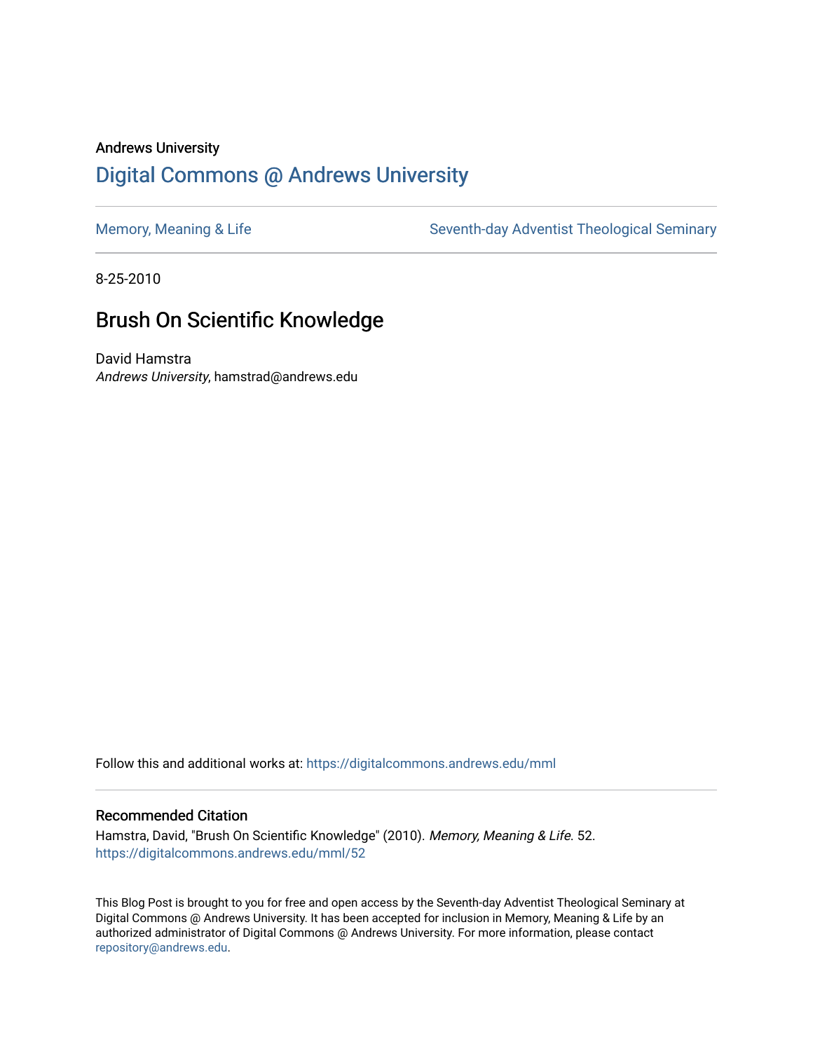Andrews University

# Digital Commons @ Andrews University

Memory, Meaning & Life | Seventh-day Adventist Theological Seminary

8-25-2010

## Brush On Scientific Knowledge

David Hamstra
*Andrews University*, hamstrad@andrews.edu

Follow this and additional works at: https://digitalcommons.andrews.edu/mml

### Recommended Citation

Hamstra, David, "Brush On Scientific Knowledge" (2010). *Memory, Meaning & Life*. 52.
https://digitalcommons.andrews.edu/mml/52

This Blog Post is brought to you for free and open access by the Seventh-day Adventist Theological Seminary at Digital Commons @ Andrews University. It has been accepted for inclusion in Memory, Meaning & Life by an authorized administrator of Digital Commons @ Andrews University. For more information, please contact repository@andrews.edu.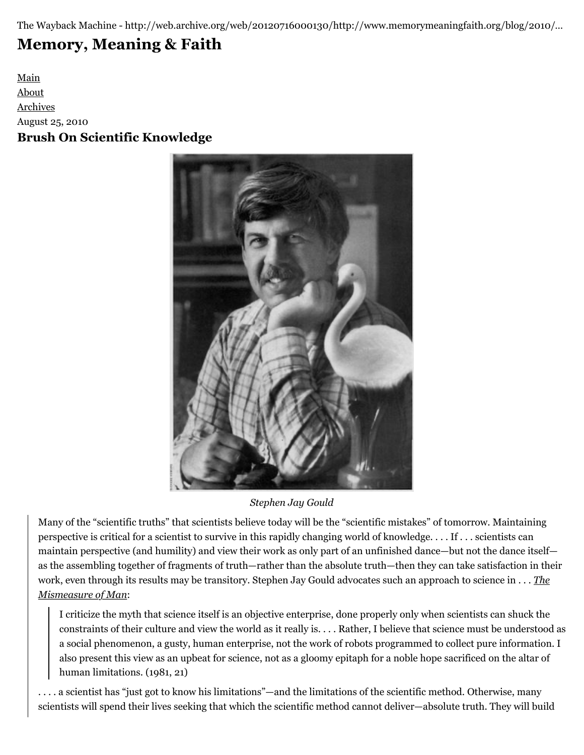The Wayback Machine - http://web.archive.org/web/20120716000130/http://www.memorymeaningfaith.org/blog/2010/...

# Memory, Meaning & Faith

Main
About
Archives

August 25, 2010

## Brush On Scientific Knowledge

*Stephen Jay Gould*

> Many of the "scientific truths" that scientists believe today will be the "scientific mistakes" of tomorrow. Maintaining perspective is critical for a scientist to survive in this rapidly changing world of knowledge. . . . If . . . scientists can maintain perspective (and humility) and view their work as only part of an unfinished dance—but not the dance itself—as the assembling together of fragments of truth—rather than the absolute truth—then they can take satisfaction in their work, even through its results may be transitory. Stephen Jay Gould advocates such an approach to science in . . . *The Mismeasure of Man*:
>
> > I criticize the myth that science itself is an objective enterprise, done properly only when scientists can shuck the constraints of their culture and view the world as it really is. . . . Rather, I believe that science must be understood as a social phenomenon, a gusty, human enterprise, not the work of robots programmed to collect pure information. I also present this view as an upbeat for science, not as a gloomy epitaph for a noble hope sacrificed on the altar of human limitations. (1981, 21)
>
> . . . . a scientist has "just got to know his limitations"—and the limitations of the scientific method. Otherwise, many scientists will spend their lives seeking that which the scientific method cannot deliver—absolute truth. They will build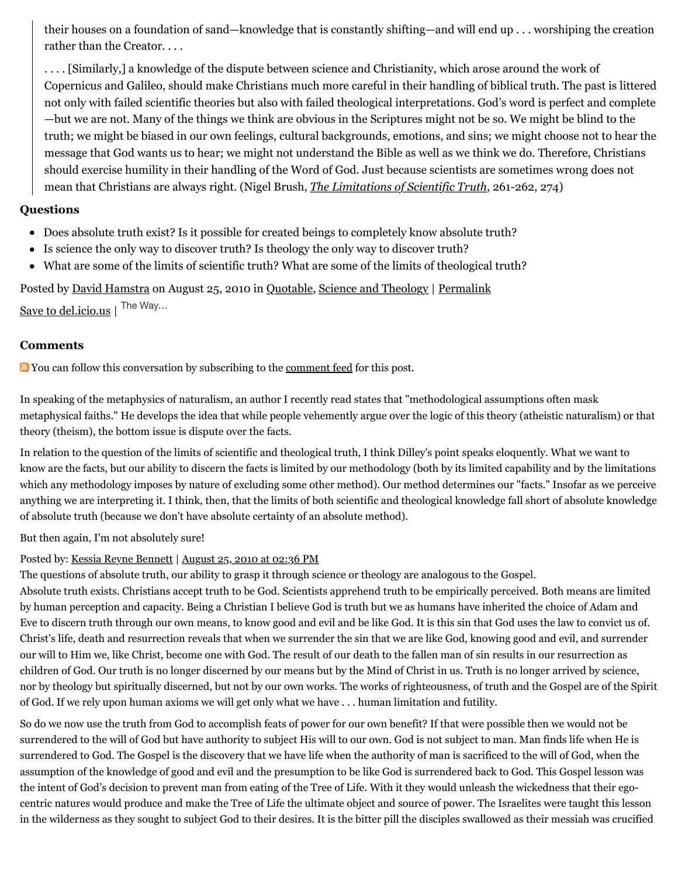> their houses on a foundation of sand—knowledge that is constantly shifting—and will end up . . . worshiping the creation rather than the Creator. . . .
>
> . . . . [Similarly,] a knowledge of the dispute between science and Christianity, which arose around the work of Copernicus and Galileo, should make Christians much more careful in their handling of biblical truth. The past is littered not only with failed scientific theories but also with failed theological interpretations. God's word is perfect and complete—but we are not. Many of the things we think are obvious in the Scriptures might not be so. We might be blind to the truth; we might be biased in our own feelings, cultural backgrounds, emotions, and sins; we might choose not to hear the message that God wants us to hear; we might not understand the Bible as well as we think we do. Therefore, Christians should exercise humility in their handling of the Word of God. Just because scientists are sometimes wrong does not mean that Christians are always right. (Nigel Brush, *The Limitations of Scientific Truth*, 261-262, 274)

### Questions

- Does absolute truth exist? Is it possible for created beings to completely know absolute truth?
- Is science the only way to discover truth? Is theology the only way to discover truth?
- What are some of the limits of scientific truth? What are some of the limits of theological truth?

Posted by David Hamstra on August 25, 2010 in Quotable, Science and Theology | Permalink

Save to del.icio.us | The Way...

### Comments

You can follow this conversation by subscribing to the comment feed for this post.

In speaking of the metaphysics of naturalism, an author I recently read states that "methodological assumptions often mask metaphysical faiths." He develops the idea that while people vehemently argue over the logic of this theory (atheistic naturalism) or that theory (theism), the bottom issue is dispute over the facts.

In relation to the question of the limits of scientific and theological truth, I think Dilley's point speaks eloquently. What we want to know are the facts, but our ability to discern the facts is limited by our methodology (both by its limited capability and by the limitations which any methodology imposes by nature of excluding some other method). Our method determines our "facts." Insofar as we perceive anything we are interpreting it. I think, then, that the limits of both scientific and theological knowledge fall short of absolute knowledge of absolute truth (because we don't have absolute certainty of an absolute method).

But then again, I'm not absolutely sure!

Posted by: Kessia Reyne Bennett | August 25, 2010 at 02:36 PM

The questions of absolute truth, our ability to grasp it through science or theology are analogous to the Gospel.
Absolute truth exists. Christians accept truth to be God. Scientists apprehend truth to be empirically perceived. Both means are limited by human perception and capacity. Being a Christian I believe God is truth but we as humans have inherited the choice of Adam and Eve to discern truth through our own means, to know good and evil and be like God. It is this sin that God uses the law to convict us of. Christ's life, death and resurrection reveals that when we surrender the sin that we are like God, knowing good and evil, and surrender our will to Him we, like Christ, become one with God. The result of our death to the fallen man of sin results in our resurrection as children of God. Our truth is no longer discerned by our means but by the Mind of Christ in us. Truth is no longer arrived by science, nor by theology but spiritually discerned, but not by our own works. The works of righteousness, of truth and the Gospel are of the Spirit of God. If we rely upon human axioms we will get only what we have . . . human limitation and futility.

So do we now use the truth from God to accomplish feats of power for our own benefit? If that were possible then we would not be surrendered to the will of God but have authority to subject His will to our own. God is not subject to man. Man finds life when He is surrendered to God. The Gospel is the discovery that we have life when the authority of man is sacrificed to the will of God, when the assumption of the knowledge of good and evil and the presumption to be like God is surrendered back to God. This Gospel lesson was the intent of God's decision to prevent man from eating of the Tree of Life. With it they would unleash the wickedness that their ego-centric natures would produce and make the Tree of Life the ultimate object and source of power. The Israelites were taught this lesson in the wilderness as they sought to subject God to their desires. It is the bitter pill the disciples swallowed as their messiah was crucified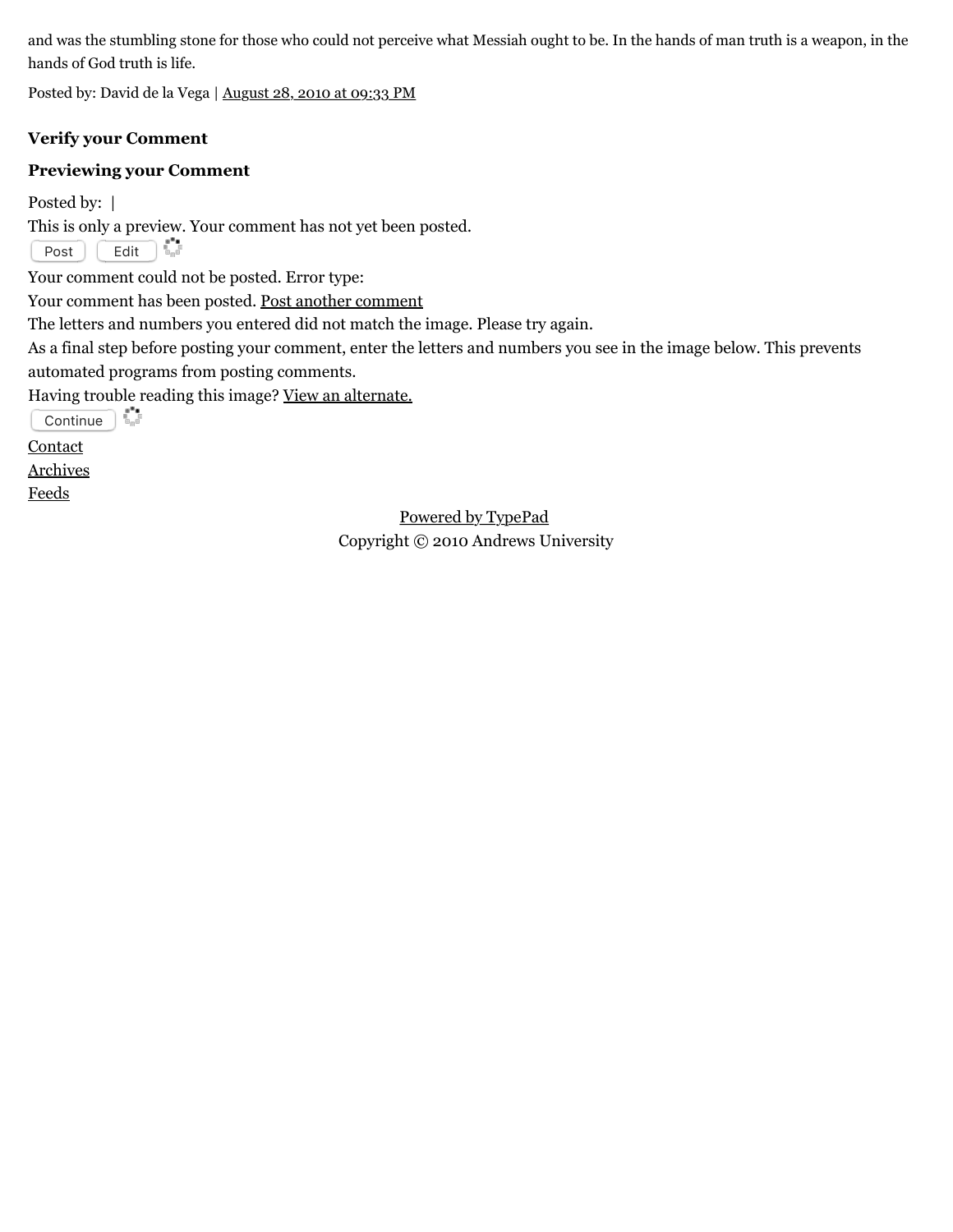and was the stumbling stone for those who could not perceive what Messiah ought to be. In the hands of man truth is a weapon, in the hands of God truth is life.

Posted by: David de la Vega | August 28, 2010 at 09:33 PM

### Verify your Comment

### Previewing your Comment

Posted by: |

This is only a preview. Your comment has not yet been posted.

Post Edit

Your comment could not be posted. Error type:

Your comment has been posted. Post another comment

The letters and numbers you entered did not match the image. Please try again.

As a final step before posting your comment, enter the letters and numbers you see in the image below. This prevents automated programs from posting comments.

Having trouble reading this image? View an alternate.

Continue

Contact

Archives

Feeds

Powered by TypePad

Copyright © 2010 Andrews University